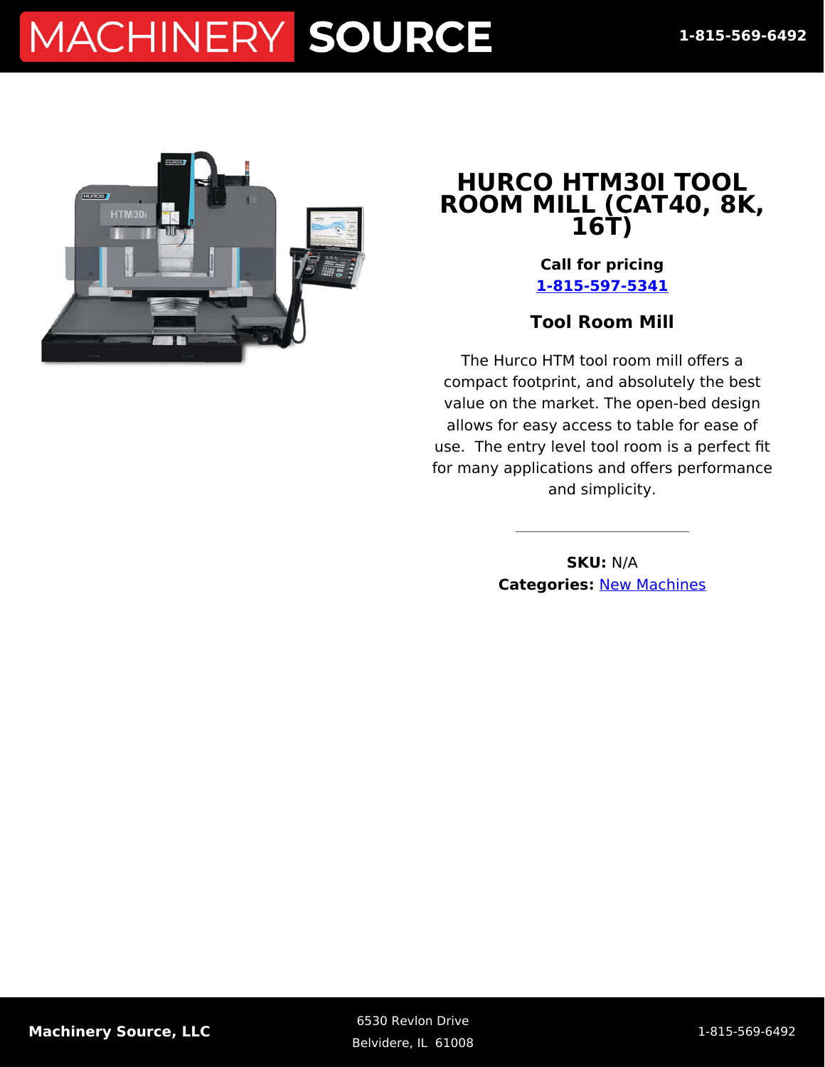# HURCO HTM30I TOOL ROOM MILL (CAT40, 8K, 16T)

**Call for pricing**
**1-815-597-5341**

### Tool Room Mill

The Hurco HTM tool room mill offers a compact footprint, and absolutely the best value on the market. The open-bed design allows for easy access to table for ease of use.  The entry level tool room is a perfect fit for many applications and offers performance and simplicity.

---

**SKU:** N/A
**Categories:** New Machines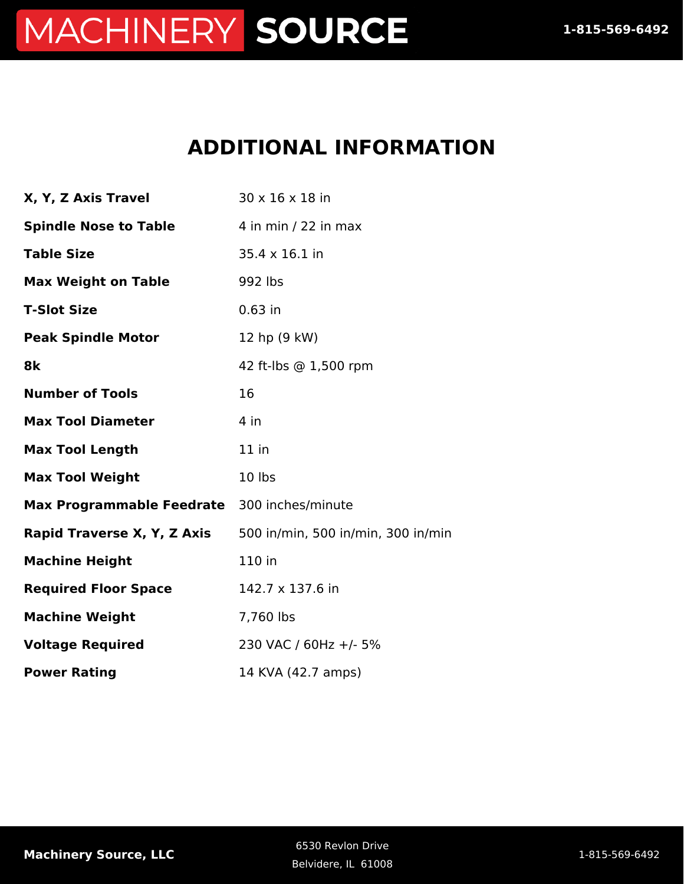# ADDITIONAL INFORMATION

| | |
|---|---|
| **X, Y, Z Axis Travel** | 30 x 16 x 18 in |
| **Spindle Nose to Table** | 4 in min / 22 in max |
| **Table Size** | 35.4 x 16.1 in |
| **Max Weight on Table** | 992 lbs |
| **T-Slot Size** | 0.63 in |
| **Peak Spindle Motor** | 12 hp (9 kW) |
| **8k** | 42 ft-lbs @ 1,500 rpm |
| **Number of Tools** | 16 |
| **Max Tool Diameter** | 4 in |
| **Max Tool Length** | 11 in |
| **Max Tool Weight** | 10 lbs |
| **Max Programmable Feedrate** | 300 inches/minute |
| **Rapid Traverse X, Y, Z Axis** | 500 in/min, 500 in/min, 300 in/min |
| **Machine Height** | 110 in |
| **Required Floor Space** | 142.7 x 137.6 in |
| **Machine Weight** | 7,760 lbs |
| **Voltage Required** | 230 VAC / 60Hz +/- 5% |
| **Power Rating** | 14 KVA (42.7 amps) |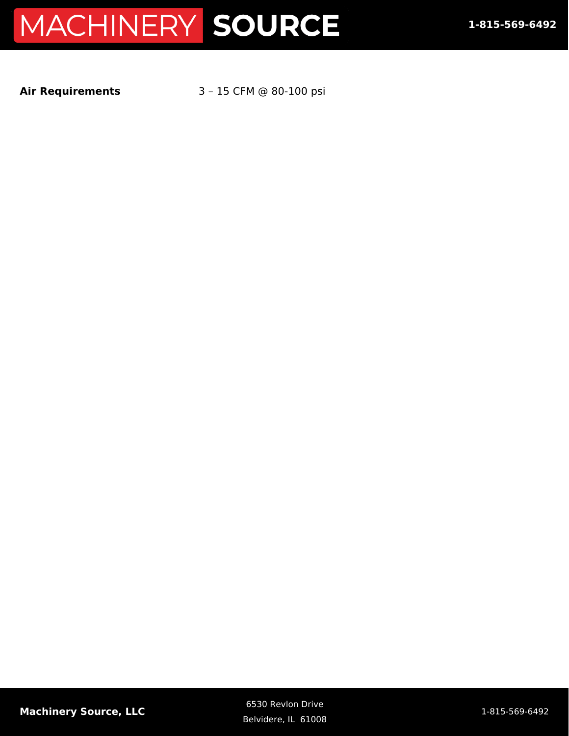| | |
|---|---|
| **Air Requirements** | 3 – 15 CFM @ 80-100 psi |